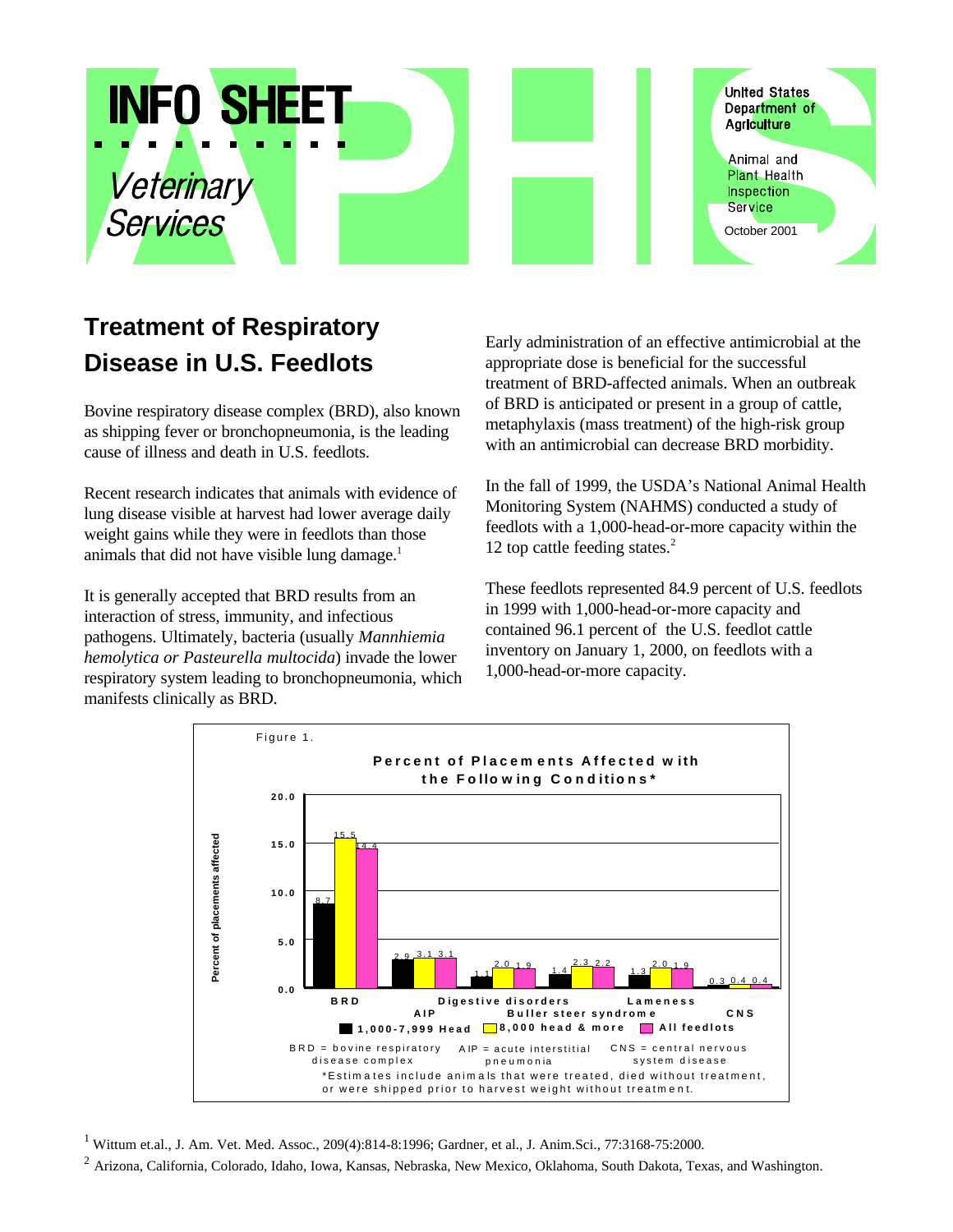# INFO SHEET

*Veterinary Services*

United States Department of Agriculture

Animal and Plant Health Inspection Service

October 2001

## Treatment of Respiratory Disease in U.S. Feedlots

Bovine respiratory disease complex (BRD), also known as shipping fever or bronchopneumonia, is the leading cause of illness and death in U.S. feedlots.

Recent research indicates that animals with evidence of lung disease visible at harvest had lower average daily weight gains while they were in feedlots than those animals that did not have visible lung damage.[1]

It is generally accepted that BRD results from an interaction of stress, immunity, and infectious pathogens. Ultimately, bacteria (usually *Mannhiemia hemolytica or Pasteurella multocida*) invade the lower respiratory system leading to bronchopneumonia, which manifests clinically as BRD.

Early administration of an effective antimicrobial at the appropriate dose is beneficial for the successful treatment of BRD-affected animals. When an outbreak of BRD is anticipated or present in a group of cattle, metaphylaxis (mass treatment) of the high-risk group with an antimicrobial can decrease BRD morbidity.

In the fall of 1999, the USDA's National Animal Health Monitoring System (NAHMS) conducted a study of feedlots with a 1,000-head-or-more capacity within the 12 top cattle feeding states.[2]

These feedlots represented 84.9 percent of U.S. feedlots in 1999 with 1,000-head-or-more capacity and contained 96.1 percent of the U.S. feedlot cattle inventory on January 1, 2000, on feedlots with a 1,000-head-or-more capacity.

Figure 1.

**Percent of Placements Affected with the Following Conditions***

| Condition | 1,000-7,999 Head | 8,000 head & more | All feedlots |
|---|---|---|---|
| BRD | 8.7 | 15.5 | 14.4 |
| AIP | 2.9 | 3.1 | 3.1 |
| Digestive disorders | 1.1 | 2.0 | 1.9 |
| Buller steer syndrome | 1.4 | 2.3 | 2.2 |
| Lameness | 1.3 | 2.0 | 1.9 |
| CNS | 0.3 | 0.4 | 0.4 |

BRD = bovine respiratory disease complex; AIP = acute interstitial pneumonia; CNS = central nervous system disease

*Estimates include animals that were treated, died without treatment, or were shipped prior to harvest weight without treatment.

[1] Wittum et.al., J. Am. Vet. Med. Assoc., 209(4):814-8:1996; Gardner, et al., J. Anim.Sci., 77:3168-75:2000.

[2] Arizona, California, Colorado, Idaho, Iowa, Kansas, Nebraska, New Mexico, Oklahoma, South Dakota, Texas, and Washington.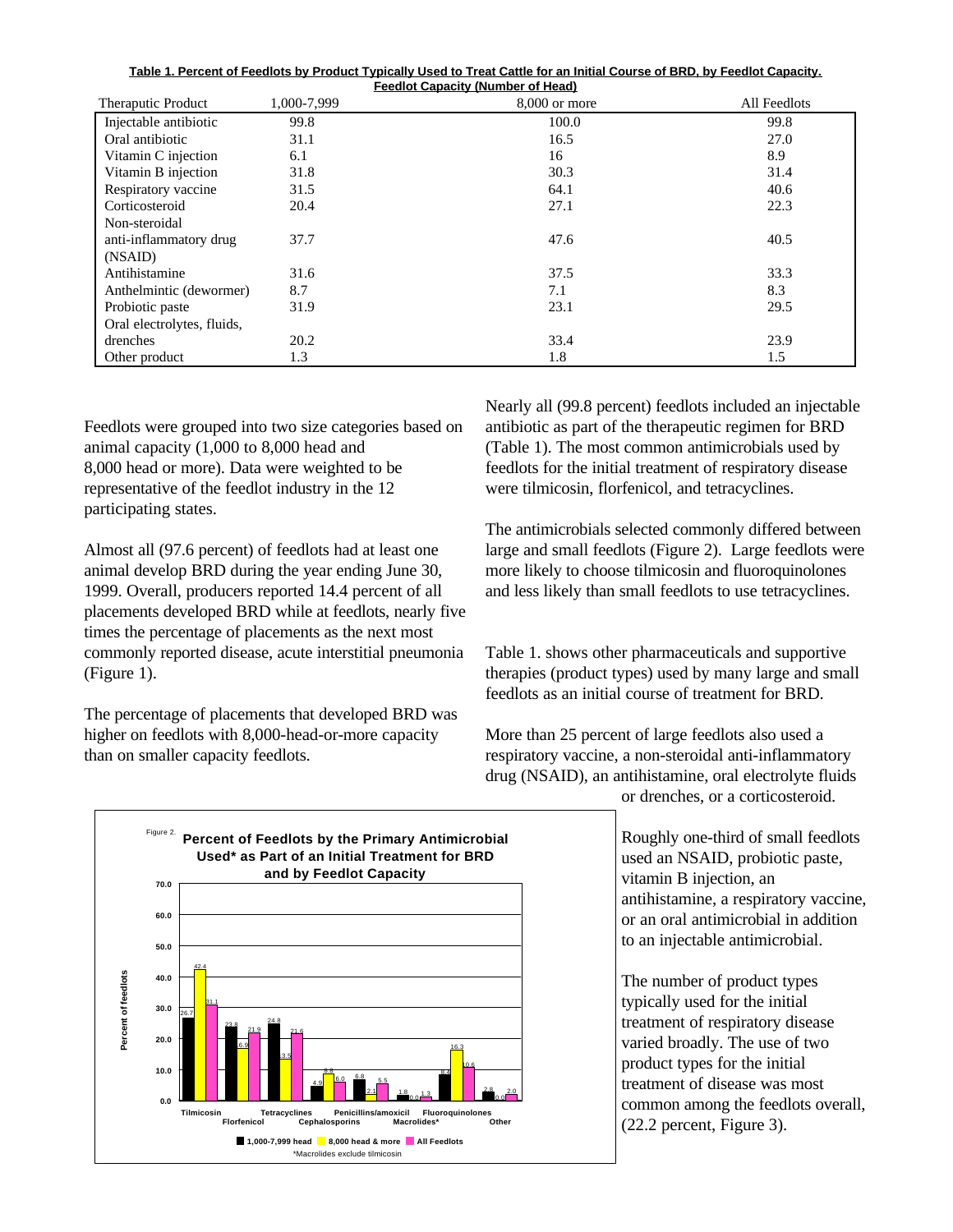**Table 1. Percent of Feedlots by Product Typically Used to Treat Cattle for an Initial Course of BRD, by Feedlot Capacity.**

| | Feedlot Capacity (Number of Head) | | |
|---|---|---|---|
| Theraputic Product | 1,000-7,999 | 8,000 or more | All Feedlots |
| Injectable antibiotic | 99.8 | 100.0 | 99.8 |
| Oral antibiotic | 31.1 | 16.5 | 27.0 |
| Vitamin C injection | 6.1 | 16 | 8.9 |
| Vitamin B injection | 31.8 | 30.3 | 31.4 |
| Respiratory vaccine | 31.5 | 64.1 | 40.6 |
| Corticosteroid | 20.4 | 27.1 | 22.3 |
| Non-steroidal anti-inflammatory drug (NSAID) | 37.7 | 47.6 | 40.5 |
| Antihistamine | 31.6 | 37.5 | 33.3 |
| Anthelmintic (dewormer) | 8.7 | 7.1 | 8.3 |
| Probiotic paste | 31.9 | 23.1 | 29.5 |
| Oral electrolytes, fluids, drenches | 20.2 | 33.4 | 23.9 |
| Other product | 1.3 | 1.8 | 1.5 |

Feedlots were grouped into two size categories based on animal capacity (1,000 to 8,000 head and 8,000 head or more). Data were weighted to be representative of the feedlot industry in the 12 participating states.

Almost all (97.6 percent) of feedlots had at least one animal develop BRD during the year ending June 30, 1999. Overall, producers reported 14.4 percent of all placements developed BRD while at feedlots, nearly five times the percentage of placements as the next most commonly reported disease, acute interstitial pneumonia (Figure 1).

The percentage of placements that developed BRD was higher on feedlots with 8,000-head-or-more capacity than on smaller capacity feedlots.

Nearly all (99.8 percent) feedlots included an injectable antibiotic as part of the therapeutic regimen for BRD (Table 1). The most common antimicrobials used by feedlots for the initial treatment of respiratory disease were tilmicosin, florfenicol, and tetracyclines.

The antimicrobials selected commonly differed between large and small feedlots (Figure 2). Large feedlots were more likely to choose tilmicosin and fluoroquinolones and less likely than small feedlots to use tetracyclines.

Table 1. shows other pharmaceuticals and supportive therapies (product types) used by many large and small feedlots as an initial course of treatment for BRD.

More than 25 percent of large feedlots also used a respiratory vaccine, a non-steroidal anti-inflammatory drug (NSAID), an antihistamine, oral electrolyte fluids or drenches, or a corticosteroid.

Roughly one-third of small feedlots used an NSAID, probiotic paste, vitamin B injection, an antihistamine, a respiratory vaccine, or an oral antimicrobial in addition to an injectable antimicrobial.

The number of product types typically used for the initial treatment of respiratory disease varied broadly. The use of two product types for the initial treatment of disease was most common among the feedlots overall, (22.2 percent, Figure 3).

Figure 2. **Percent of Feedlots by the Primary Antimicrobial Used* as Part of an Initial Treatment for BRD and by Feedlot Capacity**

| Antimicrobial | 1,000-7,999 head | 8,000 head & more | All Feedlots |
|---|---|---|---|
| Tilmicosin | 26.7 | 42.4 | 31.1 |
| Florfenicol | 23.8 | 16.9 | 21.9 |
| Tetracyclines | 24.8 | 13.5 | 21.6 |
| Cephalosporins | 4.9 | 8.8 | 6.0 |
| Penicillins/amoxicil | 6.8 | 2.1 | 5.5 |
| Macrolides* | 1.8 | 0.0 | 1.3 |
| Fluoroquinolones | 8.4 | 16.3 | 10.6 |
| Other | 2.8 | 0.0 | 2.0 |

*Macrolides exclude tilmicosin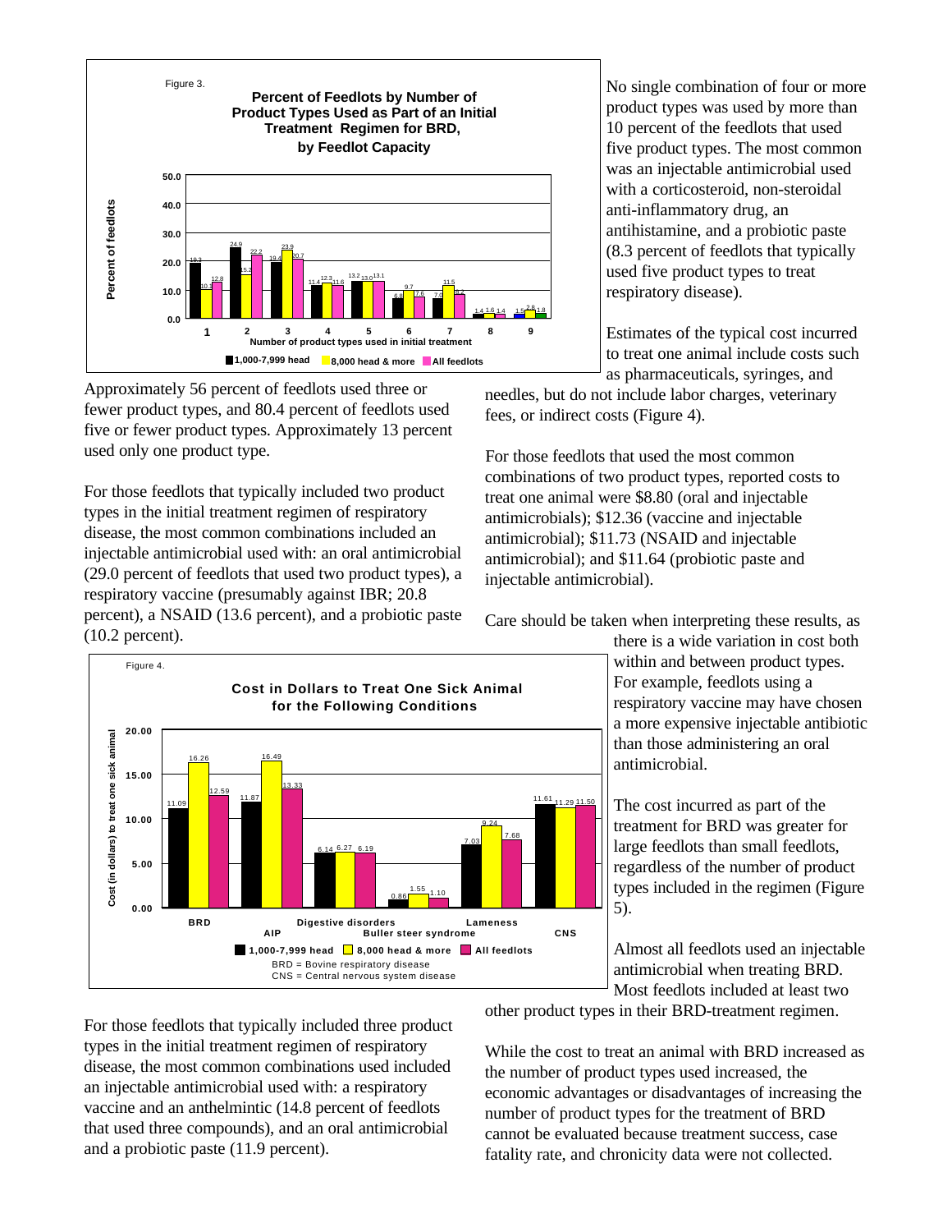Figure 3.

**Percent of Feedlots by Number of Product Types Used as Part of an Initial Treatment Regimen for BRD, by Feedlot Capacity**

| Number of product types used in initial treatment | 1,000-7,999 head | 8,000 head & more | All feedlots |
|---|---|---|---|
| 1 | 19.3 | 10.1 | 12.8 |
| 2 | 24.9 | 15.2 | 22.2 |
| 3 | 19.4 | 23.9 | 20.7 |
| 4 | 11.4 | 12.3 | 11.6 |
| 5 | 13.2 | 13.0 | 13.1 |
| 6 | 6.8 | 9.7 | 7.6 |
| 7 | 7.0 | 11.5 | 8.2 |
| 8 | 1.4 | 1.6 | 1.4 |
| 9 | 1.5 | 2.8 | 1.8 |

Approximately 56 percent of feedlots used three or fewer product types, and 80.4 percent of feedlots used five or fewer product types. Approximately 13 percent used only one product type.

For those feedlots that typically included two product types in the initial treatment regimen of respiratory disease, the most common combinations included an injectable antimicrobial used with: an oral antimicrobial (29.0 percent of feedlots that used two product types), a respiratory vaccine (presumably against IBR; 20.8 percent), a NSAID (13.6 percent), and a probiotic paste (10.2 percent).

For those feedlots that typically included three product types in the initial treatment regimen of respiratory disease, the most common combinations used included an injectable antimicrobial used with: a respiratory vaccine and an anthelmintic (14.8 percent of feedlots that used three compounds), and an oral antimicrobial and a probiotic paste (11.9 percent).

No single combination of four or more product types was used by more than 10 percent of the feedlots that used five product types. The most common was an injectable antimicrobial used with a corticosteroid, non-steroidal anti-inflammatory drug, an antihistamine, and a probiotic paste (8.3 percent of feedlots that typically used five product types to treat respiratory disease).

Estimates of the typical cost incurred to treat one animal include costs such as pharmaceuticals, syringes, and needles, but do not include labor charges, veterinary fees, or indirect costs (Figure 4).

Figure 4.

**Cost in Dollars to Treat One Sick Animal for the Following Conditions**

| Condition | 1,000-7,999 head | 8,000 head & more | All feedlots |
|---|---|---|---|
| BRD | 11.09 | 16.26 | 12.59 |
| AIP | 11.87 | 16.49 | 13.33 |
| Digestive disorders | 6.14 | 6.27 | 6.19 |
| Buller steer syndrome | 0.86 | 1.55 | 1.10 |
| Lameness | 7.03 | 9.24 | 7.68 |
| CNS | 11.61 | 11.29 | 11.50 |

BRD = Bovine respiratory disease
CNS = Central nervous system disease

For those feedlots that used the most common combinations of two product types, reported costs to treat one animal were $8.80 (oral and injectable antimicrobials); $12.36 (vaccine and injectable antimicrobial); $11.73 (NSAID and injectable antimicrobial); and $11.64 (probiotic paste and injectable antimicrobial).

Care should be taken when interpreting these results, as there is a wide variation in cost both within and between product types. For example, feedlots using a respiratory vaccine may have chosen a more expensive injectable antibiotic than those administering an oral antimicrobial.

The cost incurred as part of the treatment for BRD was greater for large feedlots than small feedlots, regardless of the number of product types included in the regimen (Figure 5).

Almost all feedlots used an injectable antimicrobial when treating BRD. Most feedlots included at least two other product types in their BRD-treatment regimen.

While the cost to treat an animal with BRD increased as the number of product types used increased, the economic advantages or disadvantages of increasing the number of product types for the treatment of BRD cannot be evaluated because treatment success, case fatality rate, and chronicity data were not collected.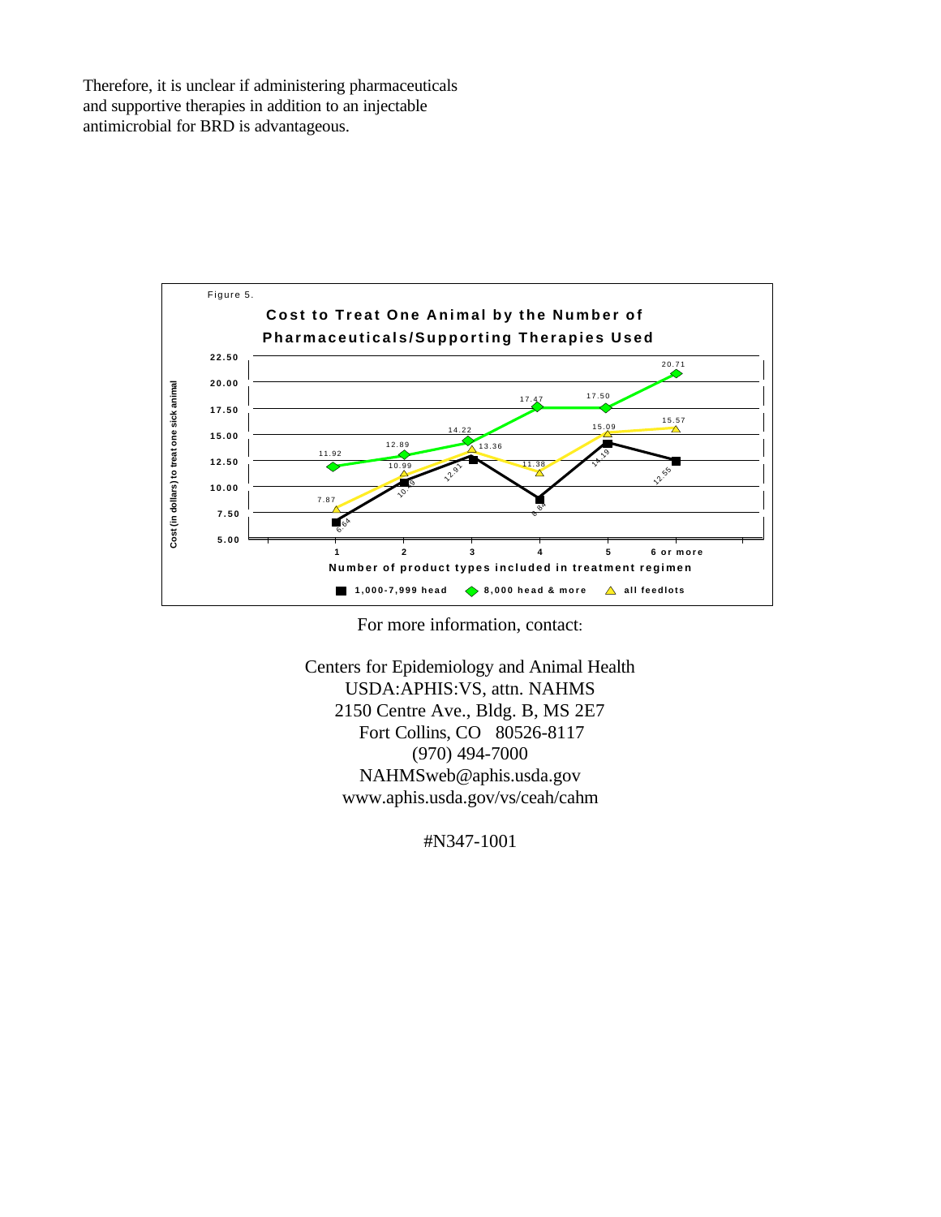Therefore, it is unclear if administering pharmaceuticals and supportive therapies in addition to an injectable antimicrobial for BRD is advantageous.

Figure 5.

**Cost to Treat One Animal by the Number of Pharmaceuticals/Supporting Therapies Used**

Cost (in dollars) to treat one sick animal

22.50
20.00
17.50
15.00
12.50
10.00
7.50
5.00

11.92
12.89
14.22
17.47
17.50
20.71
7.87
10.99
13.36
11.38
15.09
15.57
6.64
10.49
12.91
8.84
14.19
12.55

1
2
3
4
5
6 or more

Number of product types included in treatment regimen

1,000-7,999 head
8,000 head & more
all feedlots

For more information, contact:

Centers for Epidemiology and Animal Health
USDA:APHIS:VS, attn. NAHMS
2150 Centre Ave., Bldg. B, MS 2E7
Fort Collins, CO 80526-8117
(970) 494-7000
NAHMSweb@aphis.usda.gov
www.aphis.usda.gov/vs/ceah/cahm

#N347-1001